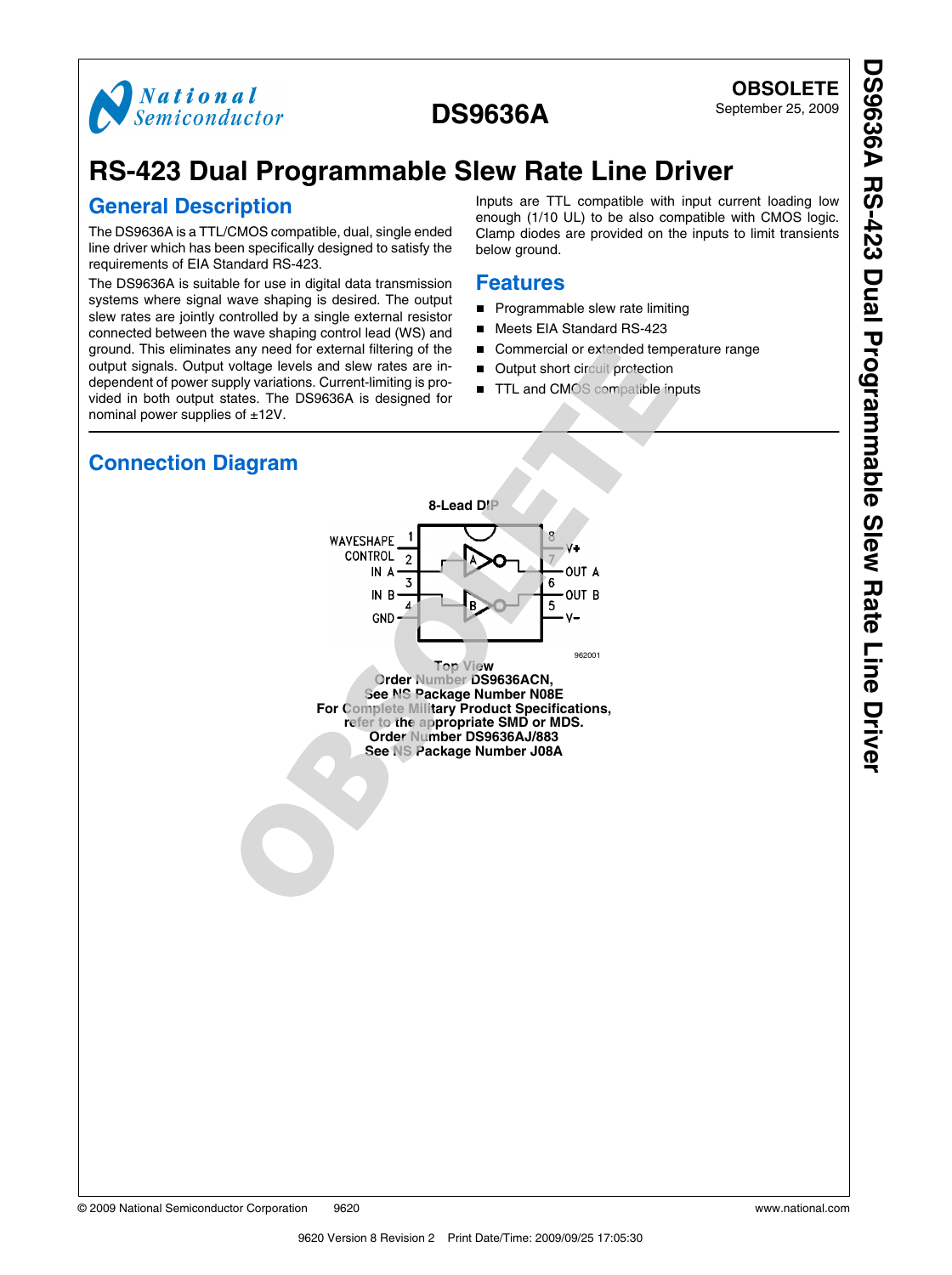**OBSOLETE**
September 25, 2009

# DS9636A

# RS-423 Dual Programmable Slew Rate Line Driver

## General Description

The DS9636A is a TTL/CMOS compatible, dual, single ended line driver which has been specifically designed to satisfy the requirements of EIA Standard RS-423.

The DS9636A is suitable for use in digital data transmission systems where signal wave shaping is desired. The output slew rates are jointly controlled by a single external resistor connected between the wave shaping control lead (WS) and ground. This eliminates any need for external filtering of the output signals. Output voltage levels and slew rates are independent of power supply variations. Current-limiting is provided in both output states. The DS9636A is designed for nominal power supplies of ±12V.

Inputs are TTL compatible with input current loading low enough (1/10 UL) to be also compatible with CMOS logic. Clamp diodes are provided on the inputs to limit transients below ground.

## Features

- Programmable slew rate limiting
- Meets EIA Standard RS-423
- Commercial or extended temperature range
- Output short circuit protection
- TTL and CMOS compatible inputs

## Connection Diagram

8-Lead DIP

| Pin | Name | Pin | Name |
|---|---|---|---|
| 1 | WAVESHAPE CONTROL | 8 | V+ |
| 2 | IN A | 7 | OUT A |
| 3 | IN B | 6 | OUT B |
| 4 | GND | 5 | V− |

962001

**Top View**
**Order Number DS9636ACN,**
**See NS Package Number N08E**
**For Complete Military Product Specifications, refer to the appropriate SMD or MDS.**
**Order Number DS9636AJ/883**
**See NS Package Number J08A**

© 2009 National Semiconductor Corporation 9620 www.national.com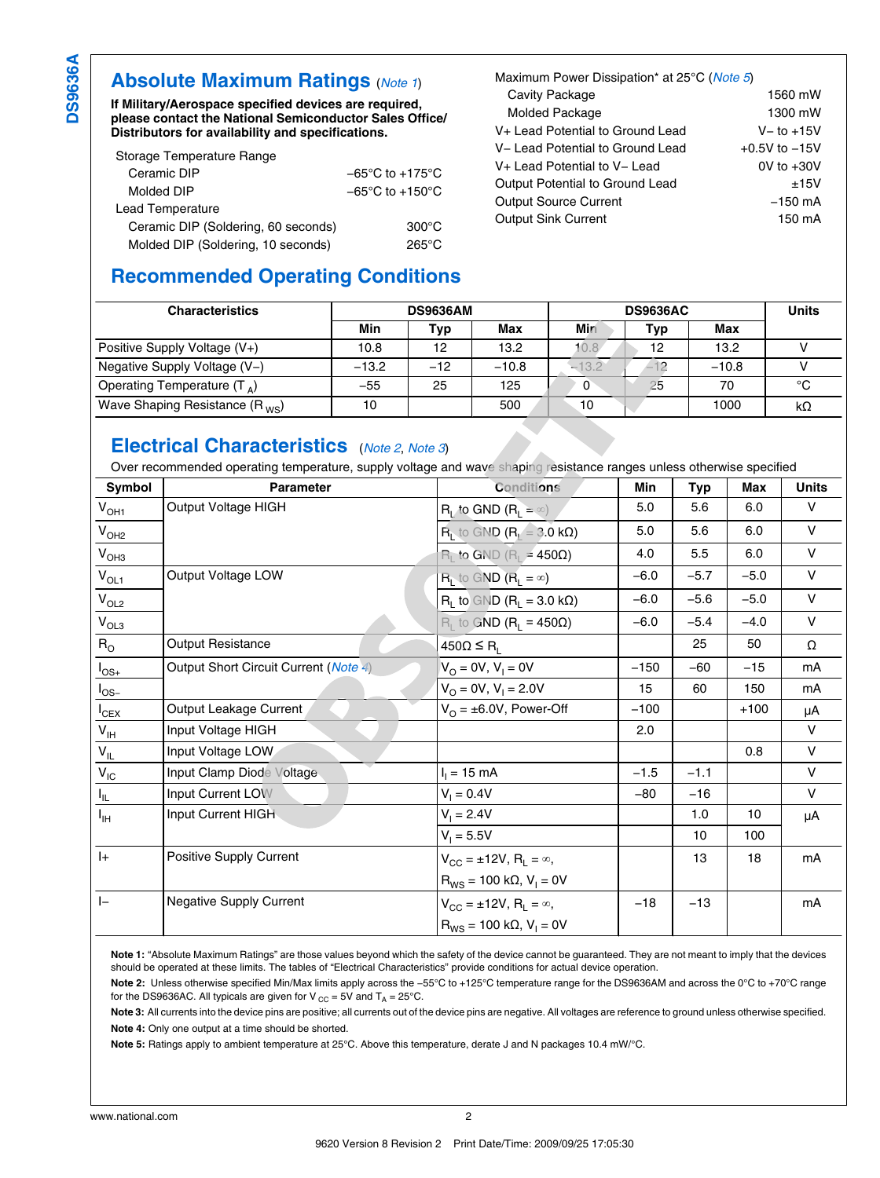## Absolute Maximum Ratings (Note 1)

**If Military/Aerospace specified devices are required, please contact the National Semiconductor Sales Office/ Distributors for availability and specifications.**

| | |
|---|---|
| Storage Temperature Range | |
| Ceramic DIP | −65°C to +175°C |
| Molded DIP | −65°C to +150°C |
| Lead Temperature | |
| Ceramic DIP (Soldering, 60 seconds) | 300°C |
| Molded DIP (Soldering, 10 seconds) | 265°C |
| Maximum Power Dissipation* at 25°C (Note 5) | |
| Cavity Package | 1560 mW |
| Molded Package | 1300 mW |
| V+ Lead Potential to Ground Lead | V− to +15V |
| V− Lead Potential to Ground Lead | +0.5V to −15V |
| V+ Lead Potential to V− Lead | 0V to +30V |
| Output Potential to Ground Lead | ±15V |
| Output Source Current | −150 mA |
| Output Sink Current | 150 mA |

## Recommended Operating Conditions

| Characteristics | DS9636AM | | | DS9636AC | | | Units |
|---|---|---|---|---|---|---|---|
| | Min | Typ | Max | Min | Typ | Max | |
| Positive Supply Voltage (V+) | 10.8 | 12 | 13.2 | 10.8 | 12 | 13.2 | V |
| Negative Supply Voltage (V−) | −13.2 | −12 | −10.8 | −13.2 | −12 | −10.8 | V |
| Operating Temperature ($T_A$) | −55 | 25 | 125 | 0 | 25 | 70 | °C |
| Wave Shaping Resistance ($R_{WS}$) | 10 | | 500 | 10 | | 1000 | kΩ |

## Electrical Characteristics (Note 2, Note 3)

Over recommended operating temperature, supply voltage and wave shaping resistance ranges unless otherwise specified

| Symbol | Parameter | Conditions | Min | Typ | Max | Units |
|---|---|---|---|---|---|---|
| $V_{OH1}$ | Output Voltage HIGH | $R_L$ to GND ($R_L = \infty$) | 5.0 | 5.6 | 6.0 | V |
| $V_{OH2}$ | | $R_L$ to GND ($R_L$ = 3.0 kΩ) | 5.0 | 5.6 | 6.0 | V |
| $V_{OH3}$ | | $R_L$ to GND ($R_L$ = 450Ω) | 4.0 | 5.5 | 6.0 | V |
| $V_{OL1}$ | Output Voltage LOW | $R_L$ to GND ($R_L = \infty$) | −6.0 | −5.7 | −5.0 | V |
| $V_{OL2}$ | | $R_L$ to GND ($R_L$ = 3.0 kΩ) | −6.0 | −5.6 | −5.0 | V |
| $V_{OL3}$ | | $R_L$ to GND ($R_L$ = 450Ω) | −6.0 | −5.4 | −4.0 | V |
| $R_O$ | Output Resistance | 450Ω ≤ $R_L$ | | 25 | 50 | Ω |
| $I_{OS+}$ | Output Short Circuit Current (Note 4) | $V_O$ = 0V, $V_I$ = 0V | −150 | −60 | −15 | mA |
| $I_{OS-}$ | | $V_O$ = 0V, $V_I$ = 2.0V | 15 | 60 | 150 | mA |
| $I_{CEX}$ | Output Leakage Current | $V_O$ = ±6.0V, Power-Off | −100 | | +100 | µA |
| $V_{IH}$ | Input Voltage HIGH | | 2.0 | | | V |
| $V_{IL}$ | Input Voltage LOW | | | | 0.8 | V |
| $V_{IC}$ | Input Clamp Diode Voltage | $I_I$ = 15 mA | −1.5 | −1.1 | | V |
| $I_{IL}$ | Input Current LOW | $V_I$ = 0.4V | −80 | −16 | | V |
| $I_{IH}$ | Input Current HIGH | $V_I$ = 2.4V | | 1.0 | 10 | µA |
| | | $V_I$ = 5.5V | | 10 | 100 | |
| I+ | Positive Supply Current | $V_{CC}$ = ±12V, $R_L = \infty$, $R_{WS}$ = 100 kΩ, $V_I$ = 0V | | 13 | 18 | mA |
| I− | Negative Supply Current | $V_{CC}$ = ±12V, $R_L = \infty$, $R_{WS}$ = 100 kΩ, $V_I$ = 0V | −18 | −13 | | mA |

**Note 1:** "Absolute Maximum Ratings" are those values beyond which the safety of the device cannot be guaranteed. They are not meant to imply that the devices should be operated at these limits. The tables of "Electrical Characteristics" provide conditions for actual device operation.

**Note 2:** Unless otherwise specified Min/Max limits apply across the −55°C to +125°C temperature range for the DS9636AM and across the 0°C to +70°C range for the DS9636AC. All typicals are given for $V_{CC}$ = 5V and $T_A$ = 25°C.

**Note 3:** All currents into the device pins are positive; all currents out of the device pins are negative. All voltages are reference to ground unless otherwise specified.

**Note 4:** Only one output at a time should be shorted.

**Note 5:** Ratings apply to ambient temperature at 25°C. Above this temperature, derate J and N packages 10.4 mW/°C.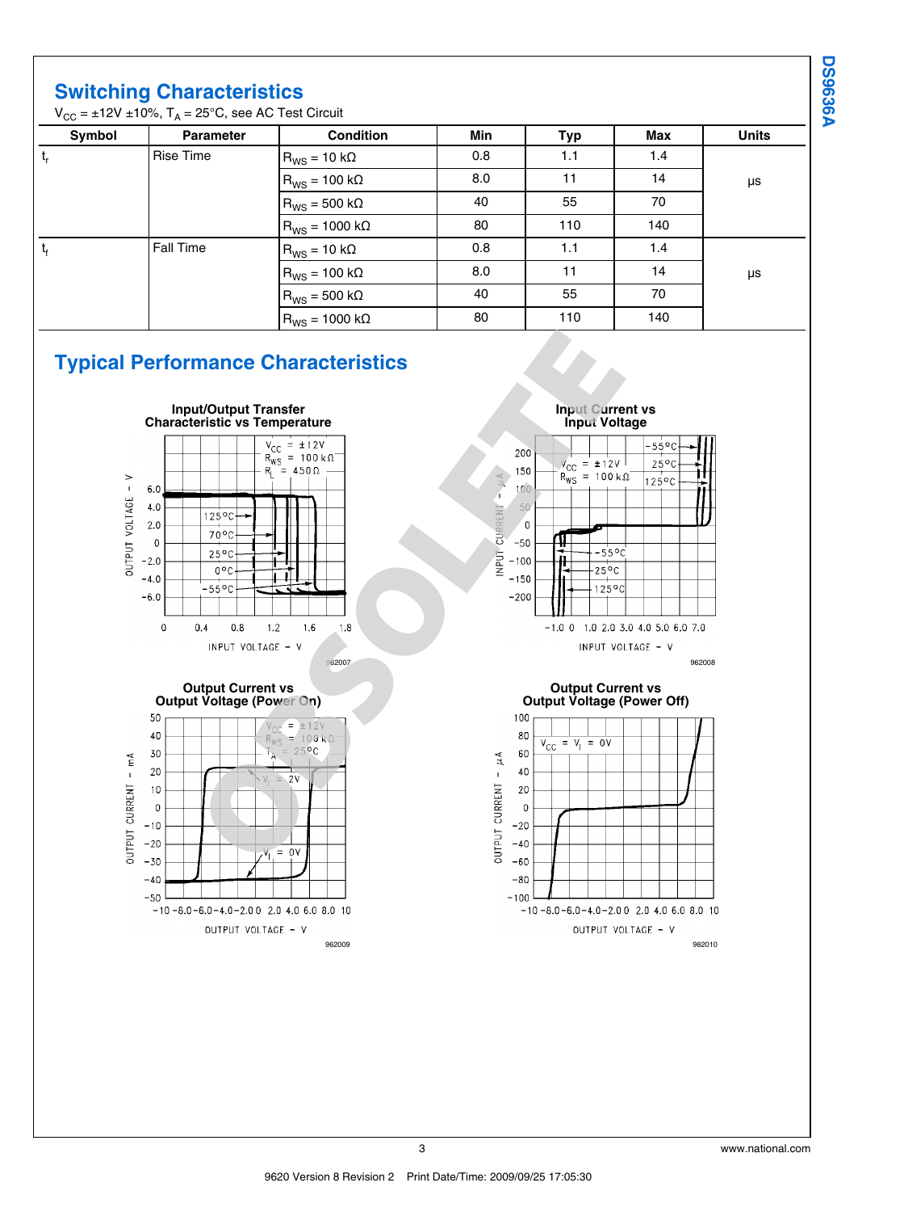## Switching Characteristics

$V_{CC}$ = ±12V ±10%, $T_A$ = 25°C, see AC Test Circuit

| Symbol | Parameter | Condition | Min | Typ | Max | Units |
|---|---|---|---|---|---|---|
| $t_r$ | Rise Time | $R_{WS}$ = 10 kΩ | 0.8 | 1.1 | 1.4 | µs |
| | | $R_{WS}$ = 100 kΩ | 8.0 | 11 | 14 | |
| | | $R_{WS}$ = 500 kΩ | 40 | 55 | 70 | |
| | | $R_{WS}$ = 1000 kΩ | 80 | 110 | 140 | |
| $t_f$ | Fall Time | $R_{WS}$ = 10 kΩ | 0.8 | 1.1 | 1.4 | µs |
| | | $R_{WS}$ = 100 kΩ | 8.0 | 11 | 14 | |
| | | $R_{WS}$ = 500 kΩ | 40 | 55 | 70 | |
| | | $R_{WS}$ = 1000 kΩ | 80 | 110 | 140 | |

## Typical Performance Characteristics

**Input/Output Transfer Characteristic vs Temperature**

962007

**Input Current vs Input Voltage**

962008

**Output Current vs Output Voltage (Power On)**

962009

**Output Current vs Output Voltage (Power Off)**

962010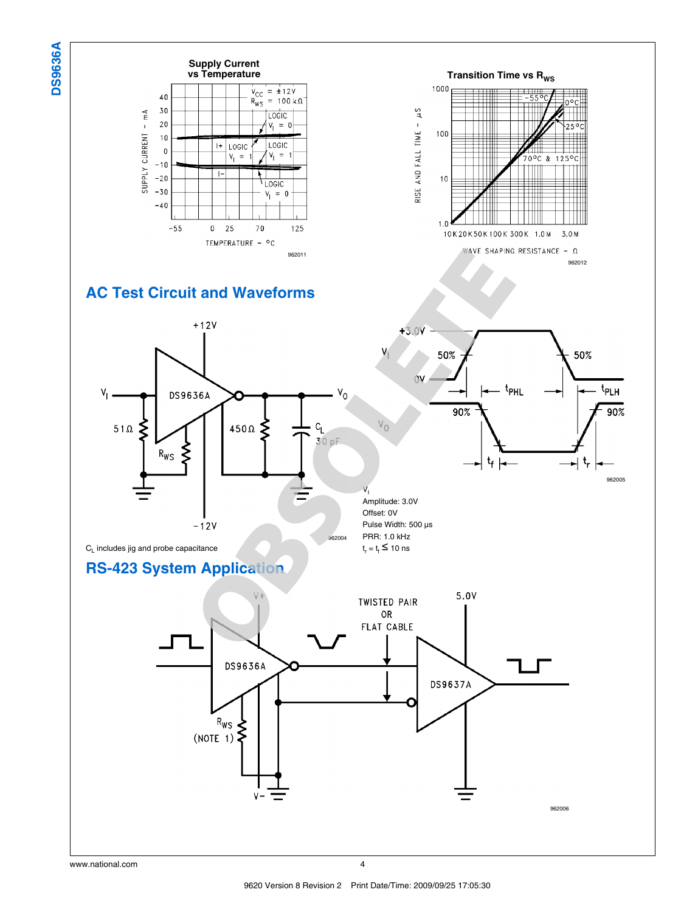**Supply Current vs Temperature**

962011

**Transition Time vs $R_{WS}$**

962012

## AC Test Circuit and Waveforms

962004

$C_L$ includes jig and probe capacitance

962005

$V_I$
Amplitude: 3.0V
Offset: 0V
Pulse Width: 500 µs
PRR: 1.0 kHz
$t_r = t_f \leq 10$ ns

## RS-423 System Application

962006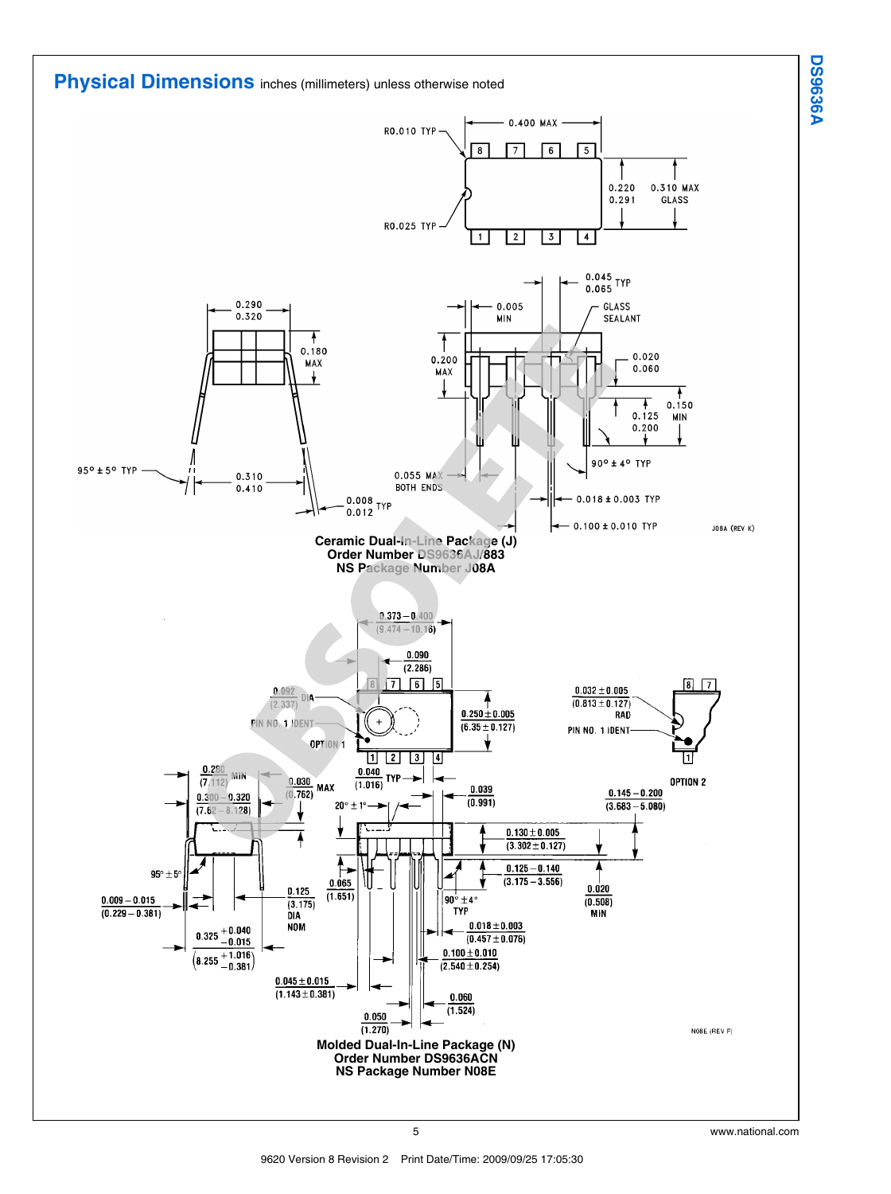## Physical Dimensions inches (millimeters) unless otherwise noted

**Ceramic Dual-In-Line Package (J)**
**Order Number DS9636AJ/883**
**NS Package Number J08A**

**Molded Dual-In-Line Package (N)**
**Order Number DS9636ACN**
**NS Package Number N08E**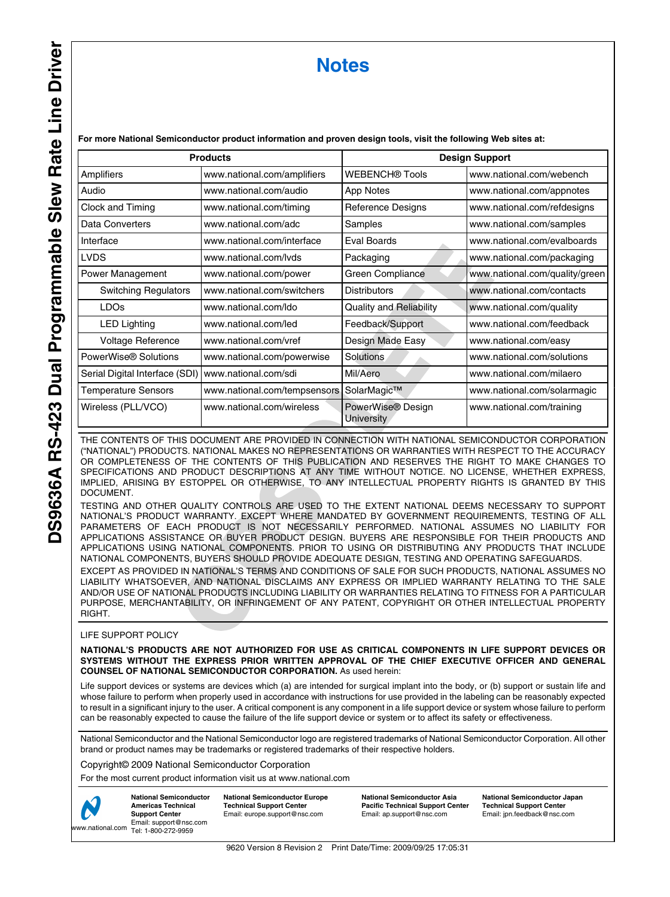# Notes

**For more National Semiconductor product information and proven design tools, visit the following Web sites at:**

| Products | | Design Support | |
|---|---|---|---|
| Amplifiers | www.national.com/amplifiers | WEBENCH® Tools | www.national.com/webench |
| Audio | www.national.com/audio | App Notes | www.national.com/appnotes |
| Clock and Timing | www.national.com/timing | Reference Designs | www.national.com/refdesigns |
| Data Converters | www.national.com/adc | Samples | www.national.com/samples |
| Interface | www.national.com/interface | Eval Boards | www.national.com/evalboards |
| LVDS | www.national.com/lvds | Packaging | www.national.com/packaging |
| Power Management | www.national.com/power | Green Compliance | www.national.com/quality/green |
| Switching Regulators | www.national.com/switchers | Distributors | www.national.com/contacts |
| LDOs | www.national.com/ldo | Quality and Reliability | www.national.com/quality |
| LED Lighting | www.national.com/led | Feedback/Support | www.national.com/feedback |
| Voltage Reference | www.national.com/vref | Design Made Easy | www.national.com/easy |
| PowerWise® Solutions | www.national.com/powerwise | Solutions | www.national.com/solutions |
| Serial Digital Interface (SDI) | www.national.com/sdi | Mil/Aero | www.national.com/milaero |
| Temperature Sensors | www.national.com/tempsensors | SolarMagic™ | www.national.com/solarmagic |
| Wireless (PLL/VCO) | www.national.com/wireless | PowerWise® Design University | www.national.com/training |

THE CONTENTS OF THIS DOCUMENT ARE PROVIDED IN CONNECTION WITH NATIONAL SEMICONDUCTOR CORPORATION ("NATIONAL") PRODUCTS. NATIONAL MAKES NO REPRESENTATIONS OR WARRANTIES WITH RESPECT TO THE ACCURACY OR COMPLETENESS OF THE CONTENTS OF THIS PUBLICATION AND RESERVES THE RIGHT TO MAKE CHANGES TO SPECIFICATIONS AND PRODUCT DESCRIPTIONS AT ANY TIME WITHOUT NOTICE. NO LICENSE, WHETHER EXPRESS, IMPLIED, ARISING BY ESTOPPEL OR OTHERWISE, TO ANY INTELLECTUAL PROPERTY RIGHTS IS GRANTED BY THIS DOCUMENT.

TESTING AND OTHER QUALITY CONTROLS ARE USED TO THE EXTENT NATIONAL DEEMS NECESSARY TO SUPPORT NATIONAL'S PRODUCT WARRANTY. EXCEPT WHERE MANDATED BY GOVERNMENT REQUIREMENTS, TESTING OF ALL PARAMETERS OF EACH PRODUCT IS NOT NECESSARILY PERFORMED. NATIONAL ASSUMES NO LIABILITY FOR APPLICATIONS ASSISTANCE OR BUYER PRODUCT DESIGN. BUYERS ARE RESPONSIBLE FOR THEIR PRODUCTS AND APPLICATIONS USING NATIONAL COMPONENTS. PRIOR TO USING OR DISTRIBUTING ANY PRODUCTS THAT INCLUDE NATIONAL COMPONENTS, BUYERS SHOULD PROVIDE ADEQUATE DESIGN, TESTING AND OPERATING SAFEGUARDS.

EXCEPT AS PROVIDED IN NATIONAL'S TERMS AND CONDITIONS OF SALE FOR SUCH PRODUCTS, NATIONAL ASSUMES NO LIABILITY WHATSOEVER, AND NATIONAL DISCLAIMS ANY EXPRESS OR IMPLIED WARRANTY RELATING TO THE SALE AND/OR USE OF NATIONAL PRODUCTS INCLUDING LIABILITY OR WARRANTIES RELATING TO FITNESS FOR A PARTICULAR PURPOSE, MERCHANTABILITY, OR INFRINGEMENT OF ANY PATENT, COPYRIGHT OR OTHER INTELLECTUAL PROPERTY RIGHT.

LIFE SUPPORT POLICY

**NATIONAL'S PRODUCTS ARE NOT AUTHORIZED FOR USE AS CRITICAL COMPONENTS IN LIFE SUPPORT DEVICES OR SYSTEMS WITHOUT THE EXPRESS PRIOR WRITTEN APPROVAL OF THE CHIEF EXECUTIVE OFFICER AND GENERAL COUNSEL OF NATIONAL SEMICONDUCTOR CORPORATION.** As used herein:

Life support devices or systems are devices which (a) are intended for surgical implant into the body, or (b) support or sustain life and whose failure to perform when properly used in accordance with instructions for use provided in the labeling can be reasonably expected to result in a significant injury to the user. A critical component is any component in a life support device or system whose failure to perform can be reasonably expected to cause the failure of the life support device or system or to affect its safety or effectiveness.

National Semiconductor and the National Semiconductor logo are registered trademarks of National Semiconductor Corporation. All other brand or product names may be trademarks or registered trademarks of their respective holders.

Copyright© 2009 National Semiconductor Corporation

For the most current product information visit us at www.national.com

www.national.com

**National Semiconductor Americas Technical Support Center**
Email: support@nsc.com
Tel: 1-800-272-9959

**National Semiconductor Europe Technical Support Center**
Email: europe.support@nsc.com

**National Semiconductor Asia Pacific Technical Support Center**
Email: ap.support@nsc.com

**National Semiconductor Japan Technical Support Center**
Email: jpn.feedback@nsc.com